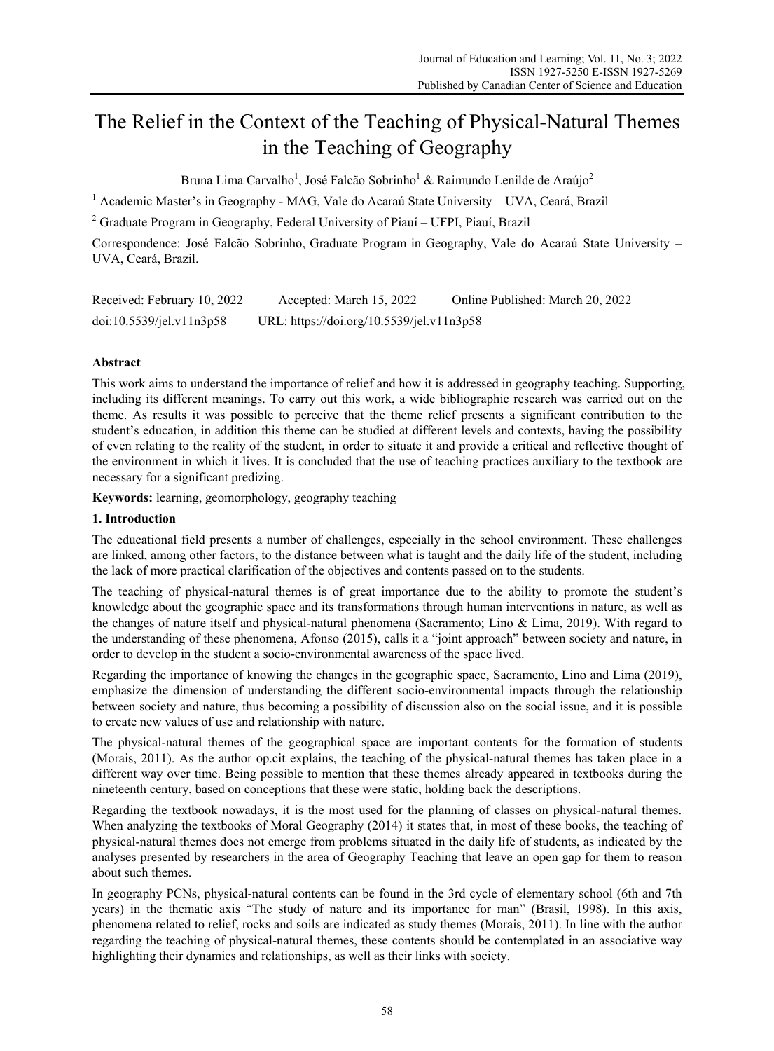# The Relief in the Context of the Teaching of Physical-Natural Themes in the Teaching of Geography

Bruna Lima Carvalho[1], José Falcão Sobrinho[1] & Raimundo Lenilde de Araújo[2]

[1] Academic Master's in Geography - MAG, Vale do Acaraú State University – UVA, Ceará, Brazil

[2] Graduate Program in Geography, Federal University of Piauí – UFPI, Piauí, Brazil

Correspondence: José Falcão Sobrinho, Graduate Program in Geography, Vale do Acaraú State University – UVA, Ceará, Brazil.

Received: February 10, 2022 Accepted: March 15, 2022 Online Published: March 20, 2022

doi:10.5539/jel.v11n3p58 URL: https://doi.org/10.5539/jel.v11n3p58

## Abstract

This work aims to understand the importance of relief and how it is addressed in geography teaching. Supporting, including its different meanings. To carry out this work, a wide bibliographic research was carried out on the theme. As results it was possible to perceive that the theme relief presents a significant contribution to the student's education, in addition this theme can be studied at different levels and contexts, having the possibility of even relating to the reality of the student, in order to situate it and provide a critical and reflective thought of the environment in which it lives. It is concluded that the use of teaching practices auxiliary to the textbook are necessary for a significant predizing.

**Keywords:** learning, geomorphology, geography teaching

## 1. Introduction

The educational field presents a number of challenges, especially in the school environment. These challenges are linked, among other factors, to the distance between what is taught and the daily life of the student, including the lack of more practical clarification of the objectives and contents passed on to the students.

The teaching of physical-natural themes is of great importance due to the ability to promote the student's knowledge about the geographic space and its transformations through human interventions in nature, as well as the changes of nature itself and physical-natural phenomena (Sacramento; Lino & Lima, 2019). With regard to the understanding of these phenomena, Afonso (2015), calls it a "joint approach" between society and nature, in order to develop in the student a socio-environmental awareness of the space lived.

Regarding the importance of knowing the changes in the geographic space, Sacramento, Lino and Lima (2019), emphasize the dimension of understanding the different socio-environmental impacts through the relationship between society and nature, thus becoming a possibility of discussion also on the social issue, and it is possible to create new values of use and relationship with nature.

The physical-natural themes of the geographical space are important contents for the formation of students (Morais, 2011). As the author op.cit explains, the teaching of the physical-natural themes has taken place in a different way over time. Being possible to mention that these themes already appeared in textbooks during the nineteenth century, based on conceptions that these were static, holding back the descriptions.

Regarding the textbook nowadays, it is the most used for the planning of classes on physical-natural themes. When analyzing the textbooks of Moral Geography (2014) it states that, in most of these books, the teaching of physical-natural themes does not emerge from problems situated in the daily life of students, as indicated by the analyses presented by researchers in the area of Geography Teaching that leave an open gap for them to reason about such themes.

In geography PCNs, physical-natural contents can be found in the 3rd cycle of elementary school (6th and 7th years) in the thematic axis "The study of nature and its importance for man" (Brasil, 1998). In this axis, phenomena related to relief, rocks and soils are indicated as study themes (Morais, 2011). In line with the author regarding the teaching of physical-natural themes, these contents should be contemplated in an associative way highlighting their dynamics and relationships, as well as their links with society.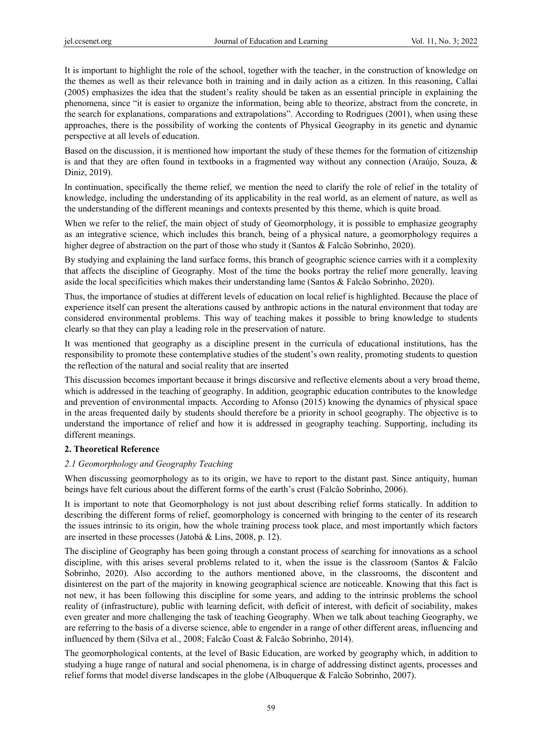It is important to highlight the role of the school, together with the teacher, in the construction of knowledge on the themes as well as their relevance both in training and in daily action as a citizen. In this reasoning, Callai (2005) emphasizes the idea that the student's reality should be taken as an essential principle in explaining the phenomena, since "it is easier to organize the information, being able to theorize, abstract from the concrete, in the search for explanations, comparations and extrapolations". According to Rodrigues (2001), when using these approaches, there is the possibility of working the contents of Physical Geography in its genetic and dynamic perspective at all levels of education.

Based on the discussion, it is mentioned how important the study of these themes for the formation of citizenship is and that they are often found in textbooks in a fragmented way without any connection (Araújo, Souza, & Diniz, 2019).

In continuation, specifically the theme relief, we mention the need to clarify the role of relief in the totality of knowledge, including the understanding of its applicability in the real world, as an element of nature, as well as the understanding of the different meanings and contexts presented by this theme, which is quite broad.

When we refer to the relief, the main object of study of Geomorphology, it is possible to emphasize geography as an integrative science, which includes this branch, being of a physical nature, a geomorphology requires a higher degree of abstraction on the part of those who study it (Santos & Falcão Sobrinho, 2020).

By studying and explaining the land surface forms, this branch of geographic science carries with it a complexity that affects the discipline of Geography. Most of the time the books portray the relief more generally, leaving aside the local specificities which makes their understanding lame (Santos & Falcão Sobrinho, 2020).

Thus, the importance of studies at different levels of education on local relief is highlighted. Because the place of experience itself can present the alterations caused by anthropic actions in the natural environment that today are considered environmental problems. This way of teaching makes it possible to bring knowledge to students clearly so that they can play a leading role in the preservation of nature.

It was mentioned that geography as a discipline present in the curricula of educational institutions, has the responsibility to promote these contemplative studies of the student's own reality, promoting students to question the reflection of the natural and social reality that are inserted

This discussion becomes important because it brings discursive and reflective elements about a very broad theme, which is addressed in the teaching of geography. In addition, geographic education contributes to the knowledge and prevention of environmental impacts. According to Afonso (2015) knowing the dynamics of physical space in the areas frequented daily by students should therefore be a priority in school geography. The objective is to understand the importance of relief and how it is addressed in geography teaching. Supporting, including its different meanings.

## 2. Theoretical Reference

### *2.1 Geomorphology and Geography Teaching*

When discussing geomorphology as to its origin, we have to report to the distant past. Since antiquity, human beings have felt curious about the different forms of the earth's crust (Falcão Sobrinho, 2006).

It is important to note that Geomorphology is not just about describing relief forms statically. In addition to describing the different forms of relief, geomorphology is concerned with bringing to the center of its research the issues intrinsic to its origin, how the whole training process took place, and most importantly which factors are inserted in these processes (Jatobá & Lins, 2008, p. 12).

The discipline of Geography has been going through a constant process of searching for innovations as a school discipline, with this arises several problems related to it, when the issue is the classroom (Santos & Falcão Sobrinho, 2020). Also according to the authors mentioned above, in the classrooms, the discontent and disinterest on the part of the majority in knowing geographical science are noticeable. Knowing that this fact is not new, it has been following this discipline for some years, and adding to the intrinsic problems the school reality of (infrastructure), public with learning deficit, with deficit of interest, with deficit of sociability, makes even greater and more challenging the task of teaching Geography. When we talk about teaching Geography, we are referring to the basis of a diverse science, able to engender in a range of other different areas, influencing and influenced by them (Silva et al., 2008; Falcão Coast & Falcão Sobrinho, 2014).

The geomorphological contents, at the level of Basic Education, are worked by geography which, in addition to studying a huge range of natural and social phenomena, is in charge of addressing distinct agents, processes and relief forms that model diverse landscapes in the globe (Albuquerque & Falcão Sobrinho, 2007).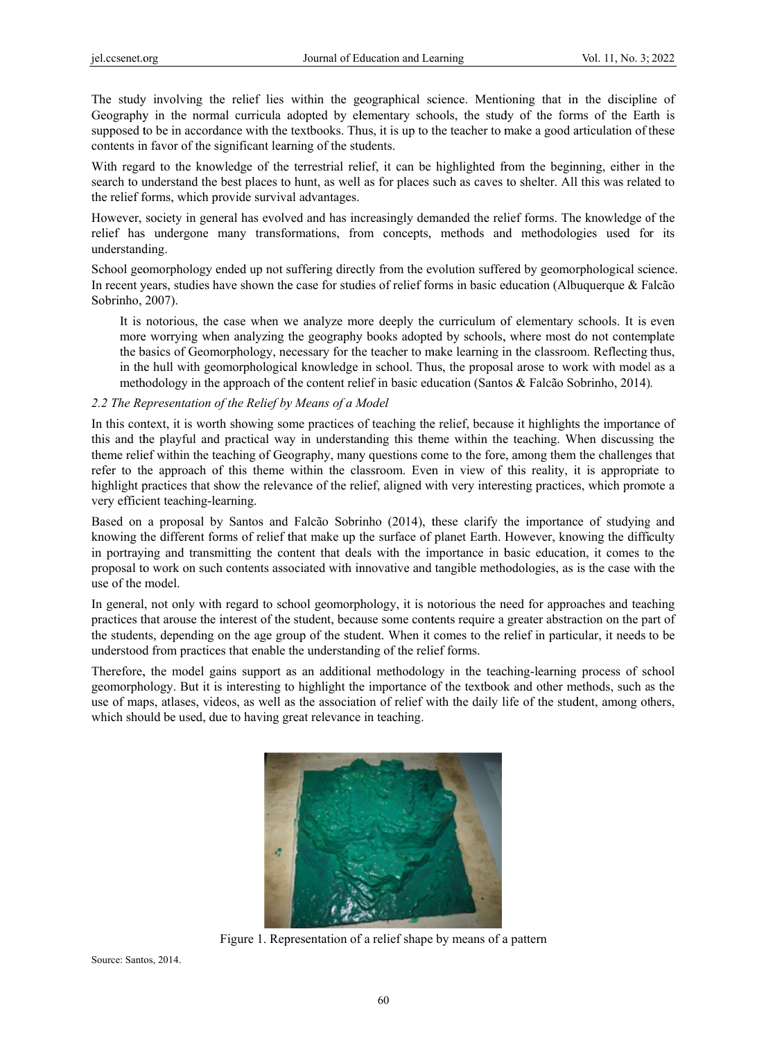The study involving the relief lies within the geographical science. Mentioning that in the discipline of Geography in the normal curricula adopted by elementary schools, the study of the forms of the Earth is supposed to be in accordance with the textbooks. Thus, it is up to the teacher to make a good articulation of these contents in favor of the significant learning of the students.

With regard to the knowledge of the terrestrial relief, it can be highlighted from the beginning, either in the search to understand the best places to hunt, as well as for places such as caves to shelter. All this was related to the relief forms, which provide survival advantages.

However, society in general has evolved and has increasingly demanded the relief forms. The knowledge of the relief has undergone many transformations, from concepts, methods and methodologies used for its understanding.

School geomorphology ended up not suffering directly from the evolution suffered by geomorphological science. In recent years, studies have shown the case for studies of relief forms in basic education (Albuquerque & Falcão Sobrinho, 2007).

> It is notorious, the case when we analyze more deeply the curriculum of elementary schools. It is even more worrying when analyzing the geography books adopted by schools, where most do not contemplate the basics of Geomorphology, necessary for the teacher to make learning in the classroom. Reflecting thus, in the hull with geomorphological knowledge in school. Thus, the proposal arose to work with model as a methodology in the approach of the content relief in basic education (Santos & Falcão Sobrinho, 2014).

### *2.2 The Representation of the Relief by Means of a Model*

In this context, it is worth showing some practices of teaching the relief, because it highlights the importance of this and the playful and practical way in understanding this theme within the teaching. When discussing the theme relief within the teaching of Geography, many questions come to the fore, among them the challenges that refer to the approach of this theme within the classroom. Even in view of this reality, it is appropriate to highlight practices that show the relevance of the relief, aligned with very interesting practices, which promote a very efficient teaching-learning.

Based on a proposal by Santos and Falcão Sobrinho (2014), these clarify the importance of studying and knowing the different forms of relief that make up the surface of planet Earth. However, knowing the difficulty in portraying and transmitting the content that deals with the importance in basic education, it comes to the proposal to work on such contents associated with innovative and tangible methodologies, as is the case with the use of the model.

In general, not only with regard to school geomorphology, it is notorious the need for approaches and teaching practices that arouse the interest of the student, because some contents require a greater abstraction on the part of the students, depending on the age group of the student. When it comes to the relief in particular, it needs to be understood from practices that enable the understanding of the relief forms.

Therefore, the model gains support as an additional methodology in the teaching-learning process of school geomorphology. But it is interesting to highlight the importance of the textbook and other methods, such as the use of maps, atlases, videos, as well as the association of relief with the daily life of the student, among others, which should be used, due to having great relevance in teaching.

Figure 1. Representation of a relief shape by means of a pattern

Source: Santos, 2014.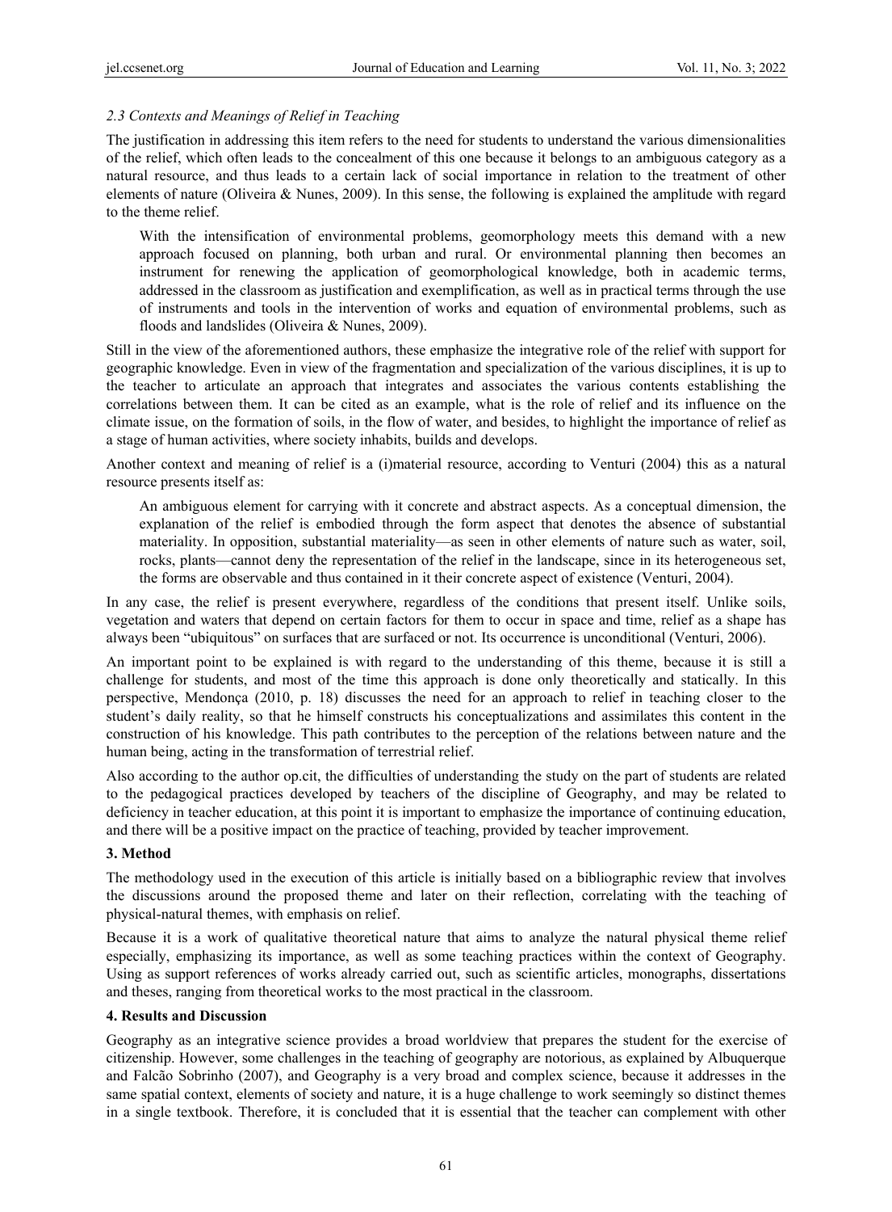*2.3 Contexts and Meanings of Relief in Teaching*

The justification in addressing this item refers to the need for students to understand the various dimensionalities of the relief, which often leads to the concealment of this one because it belongs to an ambiguous category as a natural resource, and thus leads to a certain lack of social importance in relation to the treatment of other elements of nature (Oliveira & Nunes, 2009). In this sense, the following is explained the amplitude with regard to the theme relief.

> With the intensification of environmental problems, geomorphology meets this demand with a new approach focused on planning, both urban and rural. Or environmental planning then becomes an instrument for renewing the application of geomorphological knowledge, both in academic terms, addressed in the classroom as justification and exemplification, as well as in practical terms through the use of instruments and tools in the intervention of works and equation of environmental problems, such as floods and landslides (Oliveira & Nunes, 2009).

Still in the view of the aforementioned authors, these emphasize the integrative role of the relief with support for geographic knowledge. Even in view of the fragmentation and specialization of the various disciplines, it is up to the teacher to articulate an approach that integrates and associates the various contents establishing the correlations between them. It can be cited as an example, what is the role of relief and its influence on the climate issue, on the formation of soils, in the flow of water, and besides, to highlight the importance of relief as a stage of human activities, where society inhabits, builds and develops.

Another context and meaning of relief is a (i)material resource, according to Venturi (2004) this as a natural resource presents itself as:

> An ambiguous element for carrying with it concrete and abstract aspects. As a conceptual dimension, the explanation of the relief is embodied through the form aspect that denotes the absence of substantial materiality. In opposition, substantial materiality—as seen in other elements of nature such as water, soil, rocks, plants—cannot deny the representation of the relief in the landscape, since in its heterogeneous set, the forms are observable and thus contained in it their concrete aspect of existence (Venturi, 2004).

In any case, the relief is present everywhere, regardless of the conditions that present itself. Unlike soils, vegetation and waters that depend on certain factors for them to occur in space and time, relief as a shape has always been "ubiquitous" on surfaces that are surfaced or not. Its occurrence is unconditional (Venturi, 2006).

An important point to be explained is with regard to the understanding of this theme, because it is still a challenge for students, and most of the time this approach is done only theoretically and statically. In this perspective, Mendonça (2010, p. 18) discusses the need for an approach to relief in teaching closer to the student's daily reality, so that he himself constructs his conceptualizations and assimilates this content in the construction of his knowledge. This path contributes to the perception of the relations between nature and the human being, acting in the transformation of terrestrial relief.

Also according to the author op.cit, the difficulties of understanding the study on the part of students are related to the pedagogical practices developed by teachers of the discipline of Geography, and may be related to deficiency in teacher education, at this point it is important to emphasize the importance of continuing education, and there will be a positive impact on the practice of teaching, provided by teacher improvement.

## 3. Method

The methodology used in the execution of this article is initially based on a bibliographic review that involves the discussions around the proposed theme and later on their reflection, correlating with the teaching of physical-natural themes, with emphasis on relief.

Because it is a work of qualitative theoretical nature that aims to analyze the natural physical theme relief especially, emphasizing its importance, as well as some teaching practices within the context of Geography. Using as support references of works already carried out, such as scientific articles, monographs, dissertations and theses, ranging from theoretical works to the most practical in the classroom.

## 4. Results and Discussion

Geography as an integrative science provides a broad worldview that prepares the student for the exercise of citizenship. However, some challenges in the teaching of geography are notorious, as explained by Albuquerque and Falcão Sobrinho (2007), and Geography is a very broad and complex science, because it addresses in the same spatial context, elements of society and nature, it is a huge challenge to work seemingly so distinct themes in a single textbook. Therefore, it is concluded that it is essential that the teacher can complement with other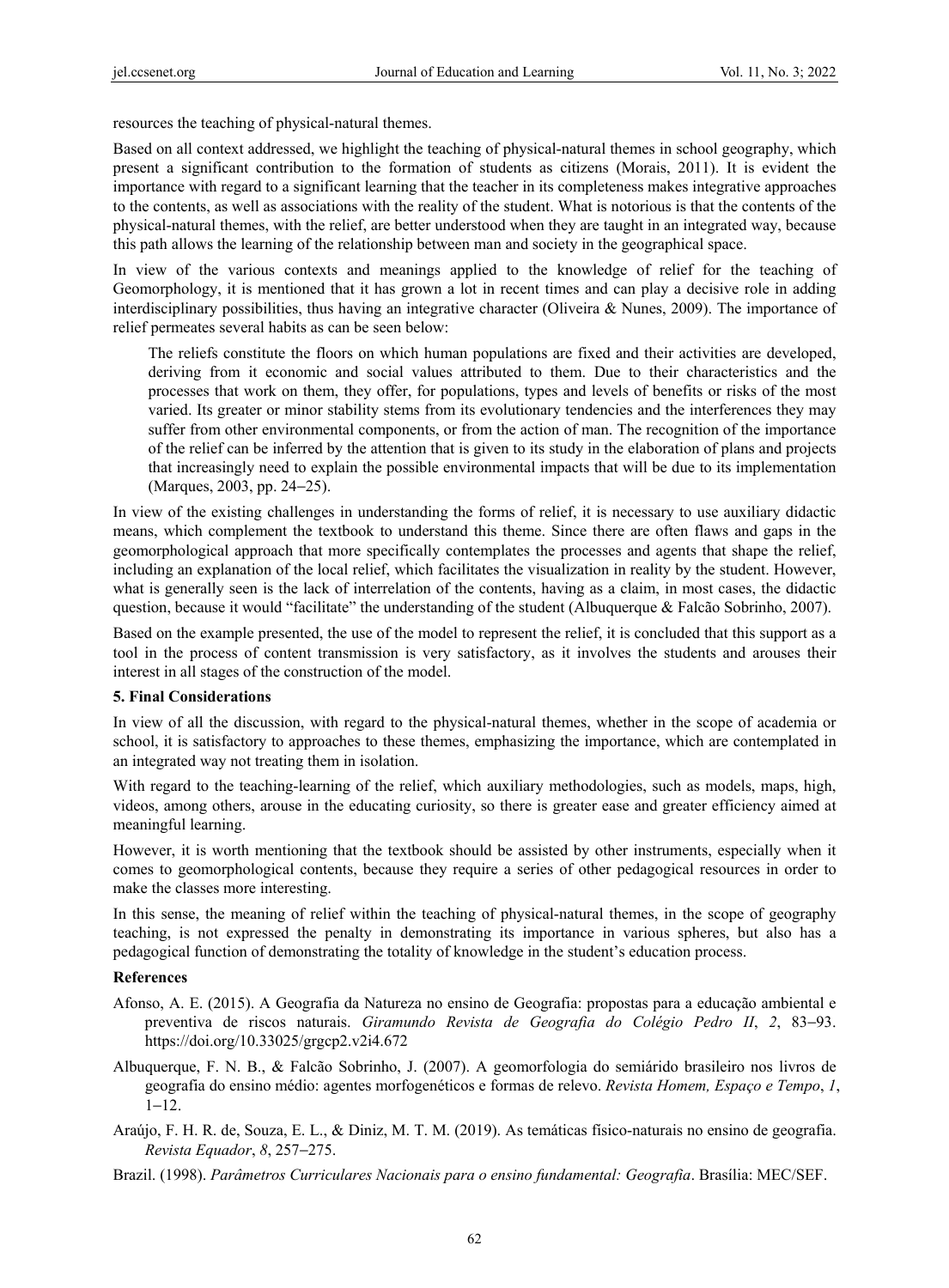resources the teaching of physical-natural themes.

Based on all context addressed, we highlight the teaching of physical-natural themes in school geography, which present a significant contribution to the formation of students as citizens (Morais, 2011). It is evident the importance with regard to a significant learning that the teacher in its completeness makes integrative approaches to the contents, as well as associations with the reality of the student. What is notorious is that the contents of the physical-natural themes, with the relief, are better understood when they are taught in an integrated way, because this path allows the learning of the relationship between man and society in the geographical space.

In view of the various contexts and meanings applied to the knowledge of relief for the teaching of Geomorphology, it is mentioned that it has grown a lot in recent times and can play a decisive role in adding interdisciplinary possibilities, thus having an integrative character (Oliveira & Nunes, 2009). The importance of relief permeates several habits as can be seen below:

> The reliefs constitute the floors on which human populations are fixed and their activities are developed, deriving from it economic and social values attributed to them. Due to their characteristics and the processes that work on them, they offer, for populations, types and levels of benefits or risks of the most varied. Its greater or minor stability stems from its evolutionary tendencies and the interferences they may suffer from other environmental components, or from the action of man. The recognition of the importance of the relief can be inferred by the attention that is given to its study in the elaboration of plans and projects that increasingly need to explain the possible environmental impacts that will be due to its implementation (Marques, 2003, pp. 24–25).

In view of the existing challenges in understanding the forms of relief, it is necessary to use auxiliary didactic means, which complement the textbook to understand this theme. Since there are often flaws and gaps in the geomorphological approach that more specifically contemplates the processes and agents that shape the relief, including an explanation of the local relief, which facilitates the visualization in reality by the student. However, what is generally seen is the lack of interrelation of the contents, having as a claim, in most cases, the didactic question, because it would "facilitate" the understanding of the student (Albuquerque & Falcão Sobrinho, 2007).

Based on the example presented, the use of the model to represent the relief, it is concluded that this support as a tool in the process of content transmission is very satisfactory, as it involves the students and arouses their interest in all stages of the construction of the model.

## 5. Final Considerations

In view of all the discussion, with regard to the physical-natural themes, whether in the scope of academia or school, it is satisfactory to approaches to these themes, emphasizing the importance, which are contemplated in an integrated way not treating them in isolation.

With regard to the teaching-learning of the relief, which auxiliary methodologies, such as models, maps, high, videos, among others, arouse in the educating curiosity, so there is greater ease and greater efficiency aimed at meaningful learning.

However, it is worth mentioning that the textbook should be assisted by other instruments, especially when it comes to geomorphological contents, because they require a series of other pedagogical resources in order to make the classes more interesting.

In this sense, the meaning of relief within the teaching of physical-natural themes, in the scope of geography teaching, is not expressed the penalty in demonstrating its importance in various spheres, but also has a pedagogical function of demonstrating the totality of knowledge in the student's education process.

## References

Afonso, A. E. (2015). A Geografia da Natureza no ensino de Geografia: propostas para a educação ambiental e preventiva de riscos naturais. *Giramundo Revista de Geografia do Colégio Pedro II*, *2*, 83–93. https://doi.org/10.33025/grgcp2.v2i4.672

Albuquerque, F. N. B., & Falcão Sobrinho, J. (2007). A geomorfologia do semiárido brasileiro nos livros de geografia do ensino médio: agentes morfogenéticos e formas de relevo. *Revista Homem, Espaço e Tempo*, *1*, 1–12.

Araújo, F. H. R. de, Souza, E. L., & Diniz, M. T. M. (2019). As temáticas físico-naturais no ensino de geografia. *Revista Equador*, *8*, 257–275.

Brazil. (1998). *Parâmetros Curriculares Nacionais para o ensino fundamental: Geografia*. Brasília: MEC/SEF.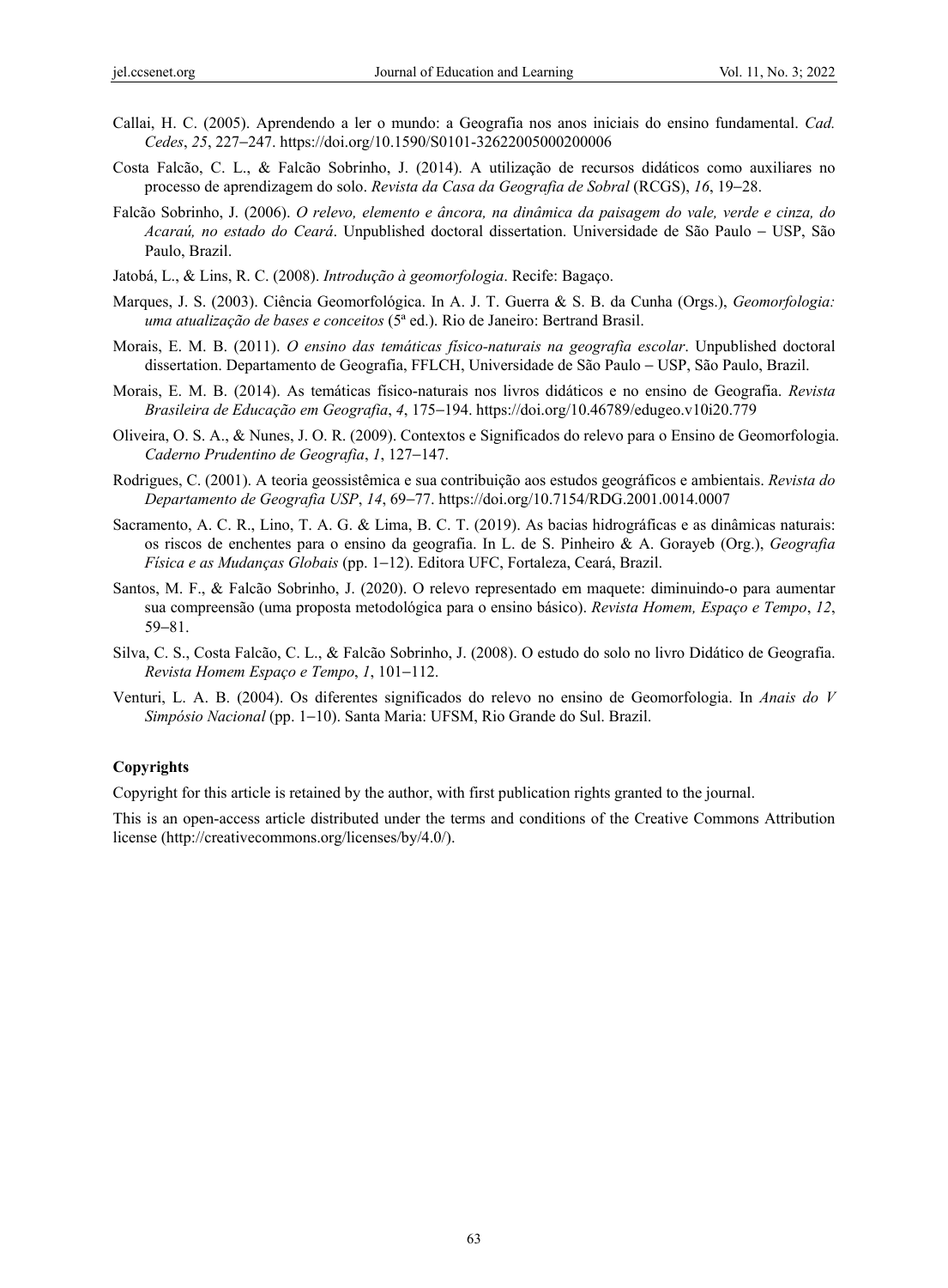Callai, H. C. (2005). Aprendendo a ler o mundo: a Geografia nos anos iniciais do ensino fundamental. *Cad. Cedes*, *25*, 227–247. https://doi.org/10.1590/S0101-32622005000200006

Costa Falcão, C. L., & Falcão Sobrinho, J. (2014). A utilização de recursos didáticos como auxiliares no processo de aprendizagem do solo. *Revista da Casa da Geografia de Sobral* (RCGS), *16*, 19–28.

Falcão Sobrinho, J. (2006). *O relevo, elemento e âncora, na dinâmica da paisagem do vale, verde e cinza, do Acaraú, no estado do Ceará*. Unpublished doctoral dissertation. Universidade de São Paulo – USP, São Paulo, Brazil.

Jatobá, L., & Lins, R. C. (2008). *Introdução à geomorfologia*. Recife: Bagaço.

Marques, J. S. (2003). Ciência Geomorfológica. In A. J. T. Guerra & S. B. da Cunha (Orgs.), *Geomorfologia: uma atualização de bases e conceitos* (5ª ed.). Rio de Janeiro: Bertrand Brasil.

Morais, E. M. B. (2011). *O ensino das temáticas físico-naturais na geografia escolar*. Unpublished doctoral dissertation. Departamento de Geografia, FFLCH, Universidade de São Paulo – USP, São Paulo, Brazil.

Morais, E. M. B. (2014). As temáticas físico-naturais nos livros didáticos e no ensino de Geografia. *Revista Brasileira de Educação em Geografia*, *4*, 175–194. https://doi.org/10.46789/edugeo.v10i20.779

Oliveira, O. S. A., & Nunes, J. O. R. (2009). Contextos e Significados do relevo para o Ensino de Geomorfologia. *Caderno Prudentino de Geografia*, *1*, 127–147.

Rodrigues, C. (2001). A teoria geossistêmica e sua contribuição aos estudos geográficos e ambientais. *Revista do Departamento de Geografia USP*, *14*, 69–77. https://doi.org/10.7154/RDG.2001.0014.0007

Sacramento, A. C. R., Lino, T. A. G. & Lima, B. C. T. (2019). As bacias hidrográficas e as dinâmicas naturais: os riscos de enchentes para o ensino da geografia. In L. de S. Pinheiro & A. Gorayeb (Org.), *Geografia Física e as Mudanças Globais* (pp. 1–12). Editora UFC, Fortaleza, Ceará, Brazil.

Santos, M. F., & Falcão Sobrinho, J. (2020). O relevo representado em maquete: diminuindo-o para aumentar sua compreensão (uma proposta metodológica para o ensino básico). *Revista Homem, Espaço e Tempo*, *12*, 59–81.

Silva, C. S., Costa Falcão, C. L., & Falcão Sobrinho, J. (2008). O estudo do solo no livro Didático de Geografia. *Revista Homem Espaço e Tempo*, *1*, 101–112.

Venturi, L. A. B. (2004). Os diferentes significados do relevo no ensino de Geomorfologia. In *Anais do V Simpósio Nacional* (pp. 1–10). Santa Maria: UFSM, Rio Grande do Sul. Brazil.

**Copyrights**

Copyright for this article is retained by the author, with first publication rights granted to the journal.

This is an open-access article distributed under the terms and conditions of the Creative Commons Attribution license (http://creativecommons.org/licenses/by/4.0/).